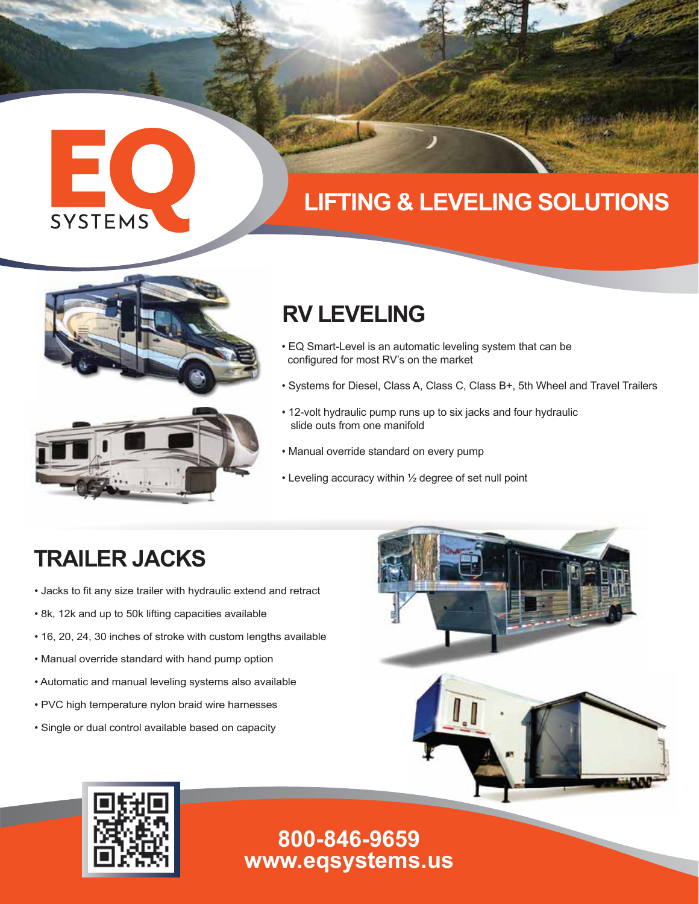EQ SYSTEMS

# LIFTING & LEVELING SOLUTIONS

## RV LEVELING

- EQ Smart-Level is an automatic leveling system that can be configured for most RV's on the market
- Systems for Diesel, Class A, Class C, Class B+, 5th Wheel and Travel Trailers
- 12-volt hydraulic pump runs up to six jacks and four hydraulic slide outs from one manifold
- Manual override standard on every pump
- Leveling accuracy within ½ degree of set null point

## TRAILER JACKS

- Jacks to fit any size trailer with hydraulic extend and retract
- 8k, 12k and up to 50k lifting capacities available
- 16, 20, 24, 30 inches of stroke with custom lengths available
- Manual override standard with hand pump option
- Automatic and manual leveling systems also available
- PVC high temperature nylon braid wire harnesses
- Single or dual control available based on capacity

**800-846-9659**
**www.eqsystems.us**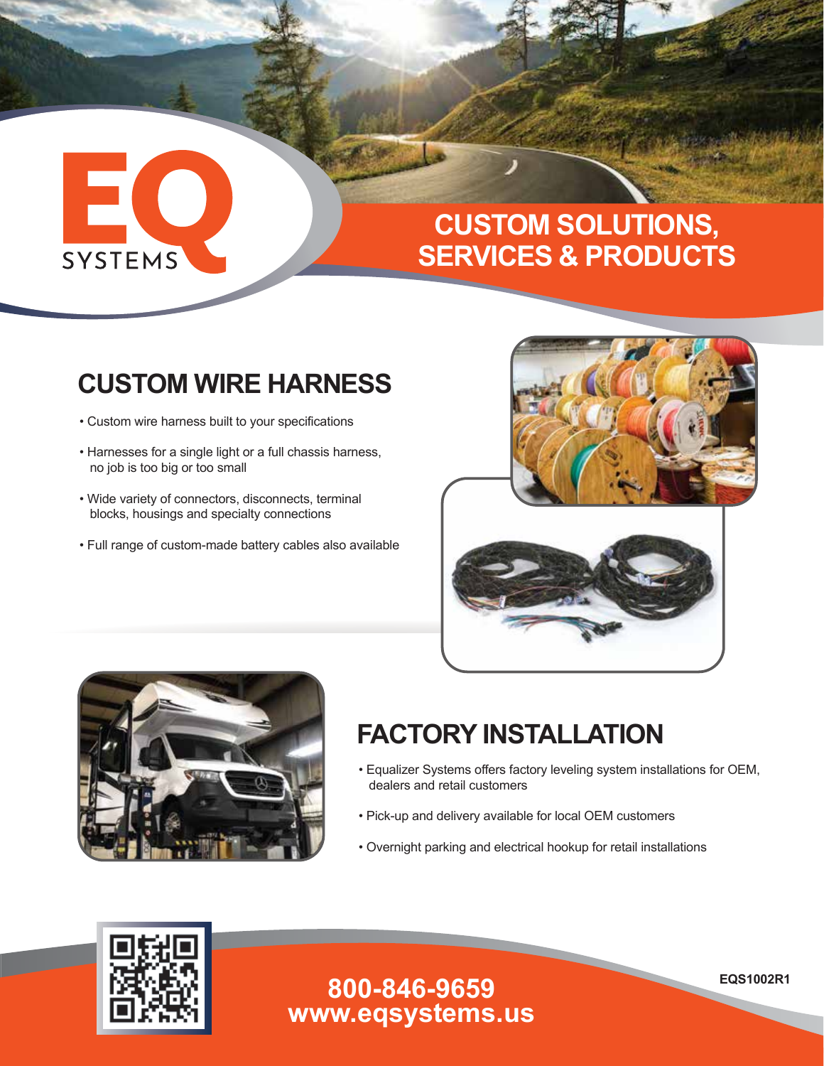EQ SYSTEMS

# CUSTOM SOLUTIONS, SERVICES & PRODUCTS

## CUSTOM WIRE HARNESS

- Custom wire harness built to your specifications
- Harnesses for a single light or a full chassis harness, no job is too big or too small
- Wide variety of connectors, disconnects, terminal blocks, housings and specialty connections
- Full range of custom-made battery cables also available

## FACTORY INSTALLATION

- Equalizer Systems offers factory leveling system installations for OEM, dealers and retail customers
- Pick-up and delivery available for local OEM customers
- Overnight parking and electrical hookup for retail installations

**800-846-9659**
**www.eqsystems.us**

EQS1002R1